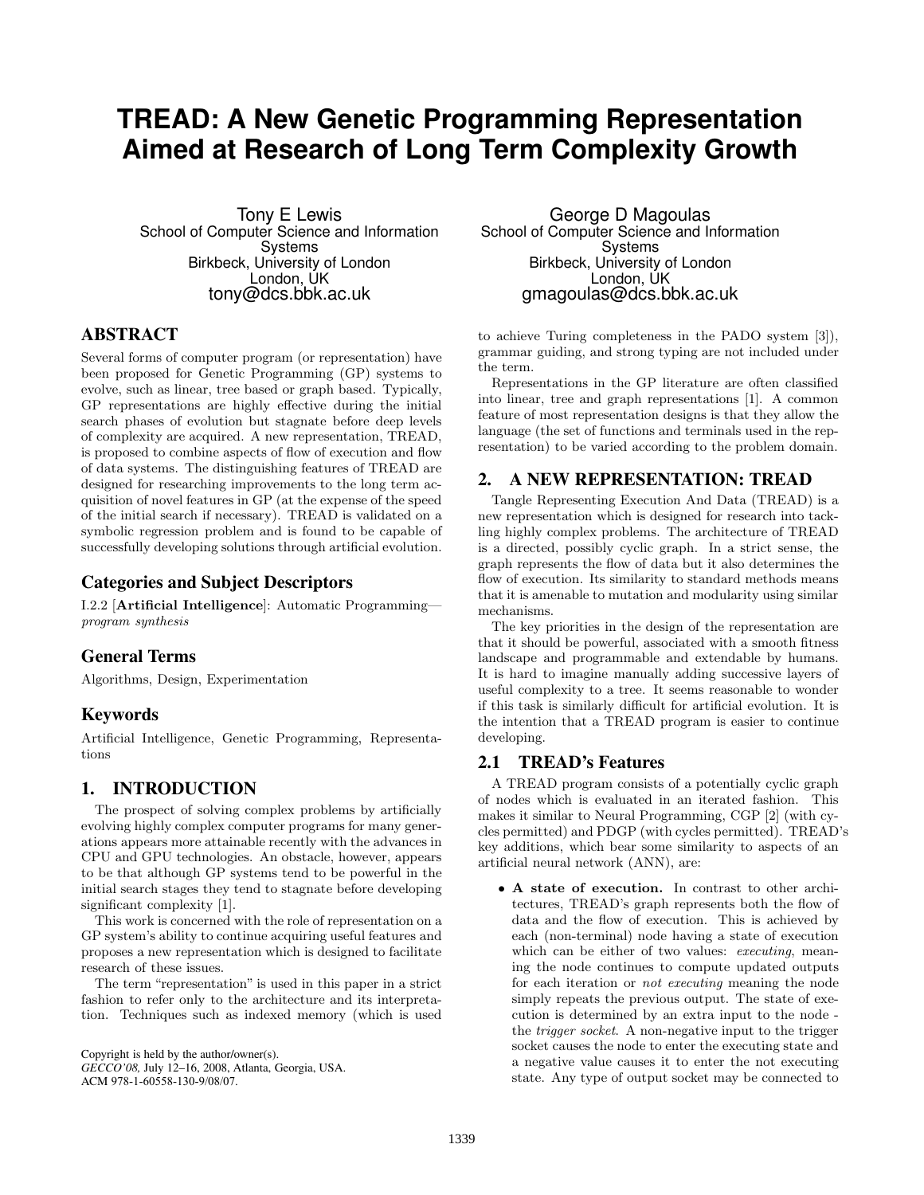# TREAD: A New Genetic Programming Representation Aimed at Research of Long Term Complexity Growth

Tony E Lewis
School of Computer Science and Information Systems
Birkbeck, University of London
London, UK
tony@dcs.bbk.ac.uk

George D Magoulas
School of Computer Science and Information Systems
Birkbeck, University of London
London, UK
gmagoulas@dcs.bbk.ac.uk

## ABSTRACT

Several forms of computer program (or representation) have been proposed for Genetic Programming (GP) systems to evolve, such as linear, tree based or graph based. Typically, GP representations are highly effective during the initial search phases of evolution but stagnate before deep levels of complexity are acquired. A new representation, TREAD, is proposed to combine aspects of flow of execution and flow of data systems. The distinguishing features of TREAD are designed for researching improvements to the long term acquisition of novel features in GP (at the expense of the speed of the initial search if necessary). TREAD is validated on a symbolic regression problem and is found to be capable of successfully developing solutions through artificial evolution.

### Categories and Subject Descriptors

I.2.2 [**Artificial Intelligence**]: Automatic Programming—*program synthesis*

### General Terms

Algorithms, Design, Experimentation

### Keywords

Artificial Intelligence, Genetic Programming, Representations

## 1. INTRODUCTION

The prospect of solving complex problems by artificially evolving highly complex computer programs for many generations appears more attainable recently with the advances in CPU and GPU technologies. An obstacle, however, appears to be that although GP systems tend to be powerful in the initial search stages they tend to stagnate before developing significant complexity [1].

This work is concerned with the role of representation on a GP system's ability to continue acquiring useful features and proposes a new representation which is designed to facilitate research of these issues.

The term "representation" is used in this paper in a strict fashion to refer only to the architecture and its interpretation. Techniques such as indexed memory (which is used to achieve Turing completeness in the PADO system [3]), grammar guiding, and strong typing are not included under the term.

Representations in the GP literature are often classified into linear, tree and graph representations [1]. A common feature of most representation designs is that they allow the language (the set of functions and terminals used in the representation) to be varied according to the problem domain.

Copyright is held by the author/owner(s).
*GECCO'08,* July 12–16, 2008, Atlanta, Georgia, USA.
ACM 978-1-60558-130-9/08/07.

## 2. A NEW REPRESENTATION: TREAD

Tangle Representing Execution And Data (TREAD) is a new representation which is designed for research into tackling highly complex problems. The architecture of TREAD is a directed, possibly cyclic graph. In a strict sense, the graph represents the flow of data but it also determines the flow of execution. Its similarity to standard methods means that it is amenable to mutation and modularity using similar mechanisms.

The key priorities in the design of the representation are that it should be powerful, associated with a smooth fitness landscape and programmable and extendable by humans. It is hard to imagine manually adding successive layers of useful complexity to a tree. It seems reasonable to wonder if this task is similarly difficult for artificial evolution. It is the intention that a TREAD program is easier to continue developing.

### 2.1 TREAD's Features

A TREAD program consists of a potentially cyclic graph of nodes which is evaluated in an iterated fashion. This makes it similar to Neural Programming, CGP [2] (with cycles permitted) and PDGP (with cycles permitted). TREAD's key additions, which bear some similarity to aspects of an artificial neural network (ANN), are:

- **A state of execution.** In contrast to other architectures, TREAD's graph represents both the flow of data and the flow of execution. This is achieved by each (non-terminal) node having a state of execution which can be either of two values: *executing*, meaning the node continues to compute updated outputs for each iteration or *not executing* meaning the node simply repeats the previous output. The state of execution is determined by an extra input to the node - the *trigger socket*. A non-negative input to the trigger socket causes the node to enter the executing state and a negative value causes it to enter the not executing state. Any type of output socket may be connected to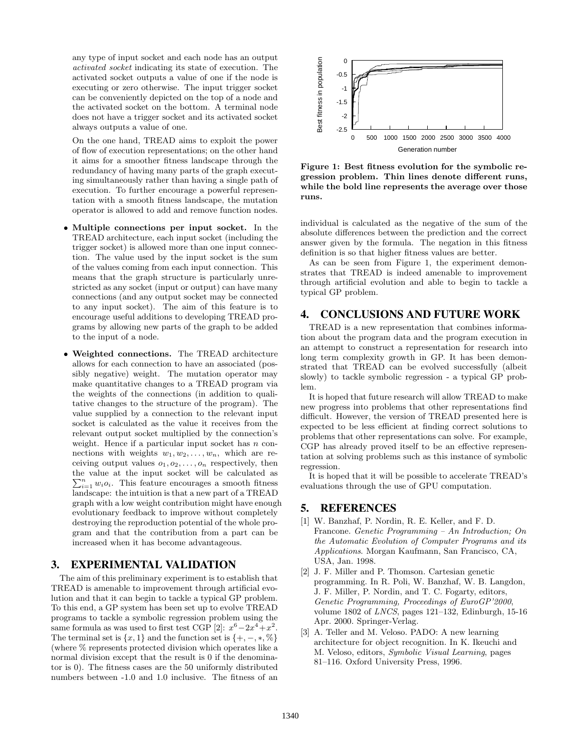any type of input socket and each node has an output *activated socket* indicating its state of execution. The activated socket outputs a value of one if the node is executing or zero otherwise. The input trigger socket can be conveniently depicted on the top of a node and the activated socket on the bottom. A terminal node does not have a trigger socket and its activated socket always outputs a value of one.

On the one hand, TREAD aims to exploit the power of flow of execution representations; on the other hand it aims for a smoother fitness landscape through the redundancy of having many parts of the graph executing simultaneously rather than having a single path of execution. To further encourage a powerful representation with a smooth fitness landscape, the mutation operator is allowed to add and remove function nodes.

- **Multiple connections per input socket.** In the TREAD architecture, each input socket (including the trigger socket) is allowed more than one input connection. The value used by the input socket is the sum of the values coming from each input connection. This means that the graph structure is particularly unrestricted as any socket (input or output) can have many connections (and any output socket may be connected to any input socket). The aim of this feature is to encourage useful additions to developing TREAD programs by allowing new parts of the graph to be added to the input of a node.
- **Weighted connections.** The TREAD architecture allows for each connection to have an associated (possibly negative) weight. The mutation operator may make quantitative changes to a TREAD program via the weights of the connections (in addition to qualitative changes to the structure of the program). The value supplied by a connection to the relevant input socket is calculated as the value it receives from the relevant output socket multiplied by the connection's weight. Hence if a particular input socket has $n$ connections with weights $w_1, w_2, \ldots, w_n$, which are receiving output values $o_1, o_2, \ldots, o_n$ respectively, then the value at the input socket will be calculated as $\sum_{i=1}^{n} w_i o_i$. This feature encourages a smooth fitness landscape: the intuition is that a new part of a TREAD graph with a low weight contribution might have enough evolutionary feedback to improve without completely destroying the reproduction potential of the whole program and that the contribution from a part can be increased when it has become advantageous.

## 3. EXPERIMENTAL VALIDATION

The aim of this preliminary experiment is to establish that TREAD is amenable to improvement through artificial evolution and that it can begin to tackle a typical GP problem. To this end, a GP system has been set up to evolve TREAD programs to tackle a symbolic regression problem using the same formula as was used to first test CGP [2]: $x^6 - 2x^4 + x^2$. The terminal set is $\{x, 1\}$ and the function set is $\{+, -, *, \%\}$ (where % represents protected division which operates like a normal division except that the result is 0 if the denominator is 0). The fitness cases are the 50 uniformly distributed numbers between -1.0 and 1.0 inclusive. The fitness of an individual is calculated as the negative of the sum of the absolute differences between the prediction and the correct answer given by the formula. The negation in this fitness definition is so that higher fitness values are better.

Best fitness in population
0
-0.5
-1
-1.5
-2
-2.5
0 500 1000 1500 2000 2500 3000 3500 4000
Generation number

**Figure 1: Best fitness evolution for the symbolic regression problem. Thin lines denote different runs, while the bold line represents the average over those runs.**

As can be seen from Figure 1, the experiment demonstrates that TREAD is indeed amenable to improvement through artificial evolution and able to begin to tackle a typical GP problem.

## 4. CONCLUSIONS AND FUTURE WORK

TREAD is a new representation that combines information about the program data and the program execution in an attempt to construct a representation for research into long term complexity growth in GP. It has been demonstrated that TREAD can be evolved successfully (albeit slowly) to tackle symbolic regression - a typical GP problem.

It is hoped that future research will allow TREAD to make new progress into problems that other representations find difficult. However, the version of TREAD presented here is expected to be less efficient at finding correct solutions to problems that other representations can solve. For example, CGP has already proved itself to be an effective representation at solving problems such as this instance of symbolic regression.

It is hoped that it will be possible to accelerate TREAD's evaluations through the use of GPU computation.

## 5. REFERENCES

[1] W. Banzhaf, P. Nordin, R. E. Keller, and F. D. Francone. *Genetic Programming – An Introduction; On the Automatic Evolution of Computer Programs and its Applications*. Morgan Kaufmann, San Francisco, CA, USA, Jan. 1998.

[2] J. F. Miller and P. Thomson. Cartesian genetic programming. In R. Poli, W. Banzhaf, W. B. Langdon, J. F. Miller, P. Nordin, and T. C. Fogarty, editors, *Genetic Programming, Proceedings of EuroGP'2000*, volume 1802 of *LNCS*, pages 121–132, Edinburgh, 15-16 Apr. 2000. Springer-Verlag.

[3] A. Teller and M. Veloso. PADO: A new learning architecture for object recognition. In K. Ikeuchi and M. Veloso, editors, *Symbolic Visual Learning*, pages 81–116. Oxford University Press, 1996.